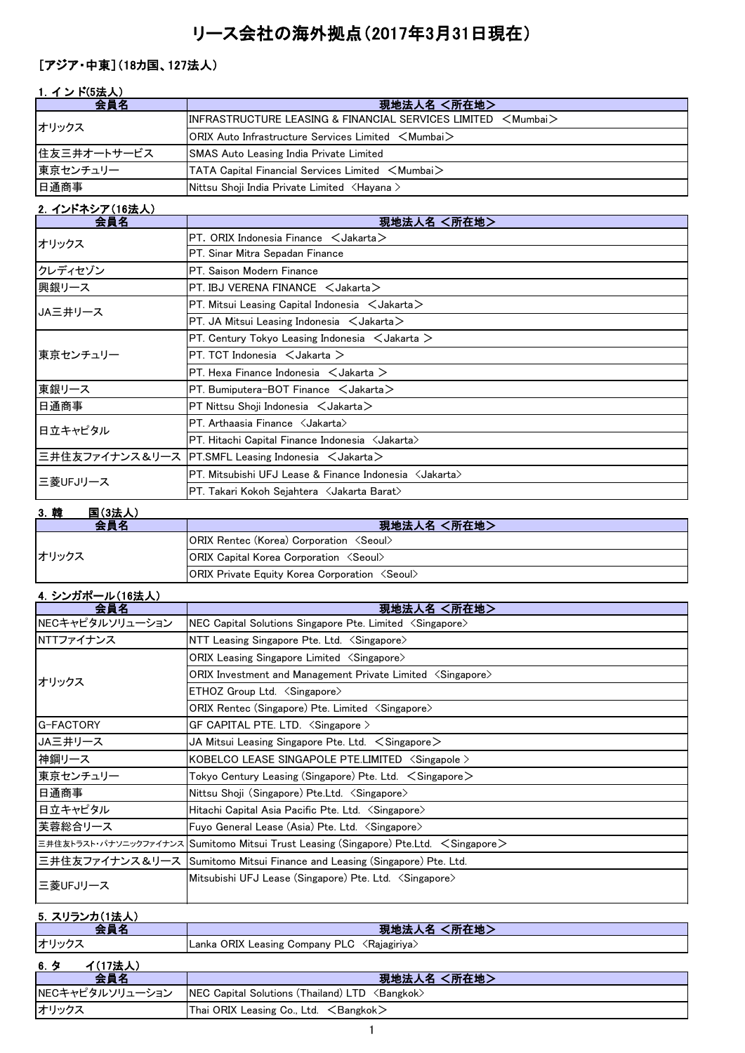# リース会社の海外拠点（2017年3月31日現在）

## ［アジア・中東］（18カ国、127法人）

### 1. インド(5法人)

| 会員名 | 現地法人名 <所在地> |
|---|---|
| オリックス | INFRASTRUCTURE LEASING & FINANCIAL SERVICES LIMITED ＜Mumbai＞ |
| | ORIX Auto Infrastructure Services Limited ＜Mumbai＞ |
| 住友三井オートサービス | SMAS Auto Leasing India Private Limited |
| 東京センチュリー | TATA Capital Financial Services Limited ＜Mumbai＞ |
| 日通商事 | Nittsu Shoji India Private Limited 〈Hayana 〉 |

### 2. インドネシア(16法人)

| 会員名 | 現地法人名 <所在地> |
|---|---|
| オリックス | PT. ORIX Indonesia Finance ＜Jakarta＞ |
| | PT. Sinar Mitra Sepadan Finance |
| クレディセゾン | PT. Saison Modern Finance |
| 興銀リース | PT. IBJ VERENA FINANCE ＜Jakarta＞ |
| JA三井リース | PT. Mitsui Leasing Capital Indonesia ＜Jakarta＞ |
| | PT. JA Mitsui Leasing Indonesia ＜Jakarta＞ |
| 東京センチュリー | PT. Century Tokyo Leasing Indonesia ＜Jakarta ＞ |
| | PT. TCT Indonesia ＜Jakarta ＞ |
| | PT. Hexa Finance Indonesia ＜Jakarta ＞ |
| 東銀リース | PT. Bumiputera-BOT Finance ＜Jakarta＞ |
| 日通商事 | PT Nittsu Shoji Indonesia ＜Jakarta＞ |
| 日立キャピタル | PT. Arthaasia Finance 〈Jakarta〉 |
| | PT. Hitachi Capital Finance Indonesia 〈Jakarta〉 |
| 三井住友ファイナンス＆リース | PT.SMFL Leasing Indonesia ＜Jakarta＞ |
| 三菱UFJリース | PT. Mitsubishi UFJ Lease & Finance Indonesia 〈Jakarta〉 |
| | PT. Takari Kokoh Sejahtera 〈Jakarta Barat〉 |

### 3. 韓　国(3法人)

| 会員名 | 現地法人名 <所在地> |
|---|---|
| オリックス | ORIX Rentec (Korea) Corporation 〈Seoul〉 |
| | ORIX Capital Korea Corporation 〈Seoul〉 |
| | ORIX Private Equity Korea Corporation 〈Seoul〉 |

### 4. シンガポール(16法人)

| 会員名 | 現地法人名 <所在地> |
|---|---|
| NECキャピタルソリューション | NEC Capital Solutions Singapore Pte. Limited 〈Singapore〉 |
| NTTファイナンス | NTT Leasing Singapore Pte. Ltd. 〈Singapore〉 |
| オリックス | ORIX Leasing Singapore Limited 〈Singapore〉 |
| | ORIX Investment and Management Private Limited 〈Singapore〉 |
| | ETHOZ Group Ltd. 〈Singapore〉 |
| | ORIX Rentec (Singapore) Pte. Limited 〈Singapore〉 |
| G-FACTORY | GF CAPITAL PTE. LTD. 〈Singapore 〉 |
| JA三井リース | JA Mitsui Leasing Singapore Pte. Ltd. ＜Singapore＞ |
| 神鋼リース | KOBELCO LEASE SINGAPOLE PTE.LIMITED 〈Singapole 〉 |
| 東京センチュリー | Tokyo Century Leasing (Singapore) Pte. Ltd. ＜Singapore＞ |
| 日通商事 | Nittsu Shoji (Singapore) Pte.Ltd. 〈Singapore〉 |
| 日立キャピタル | Hitachi Capital Asia Pacific Pte. Ltd. 〈Singapore〉 |
| 芙蓉総合リース | Fuyo General Lease (Asia) Pte. Ltd. 〈Singapore〉 |
| 三井住友トラスト・パナソニックファイナンス | Sumitomo Mitsui Trust Leasing (Singapore) Pte.Ltd. ＜Singapore＞ |
| 三井住友ファイナンス＆リース | Sumitomo Mitsui Finance and Leasing (Singapore) Pte. Ltd. |
| 三菱UFJリース | Mitsubishi UFJ Lease (Singapore) Pte. Ltd. 〈Singapore〉 |

### 5. スリランカ(1法人)

| 会員名 | 現地法人名 <所在地> |
|---|---|
| オリックス | Lanka ORIX Leasing Company PLC 〈Rajagiriya〉 |

### 6. タ　イ(17法人)

| 会員名 | 現地法人名 <所在地> |
|---|---|
| NECキャピタルソリューション | NEC Capital Solutions (Thailand) LTD 〈Bangkok〉 |
| オリックス | Thai ORIX Leasing Co., Ltd. ＜Bangkok＞ |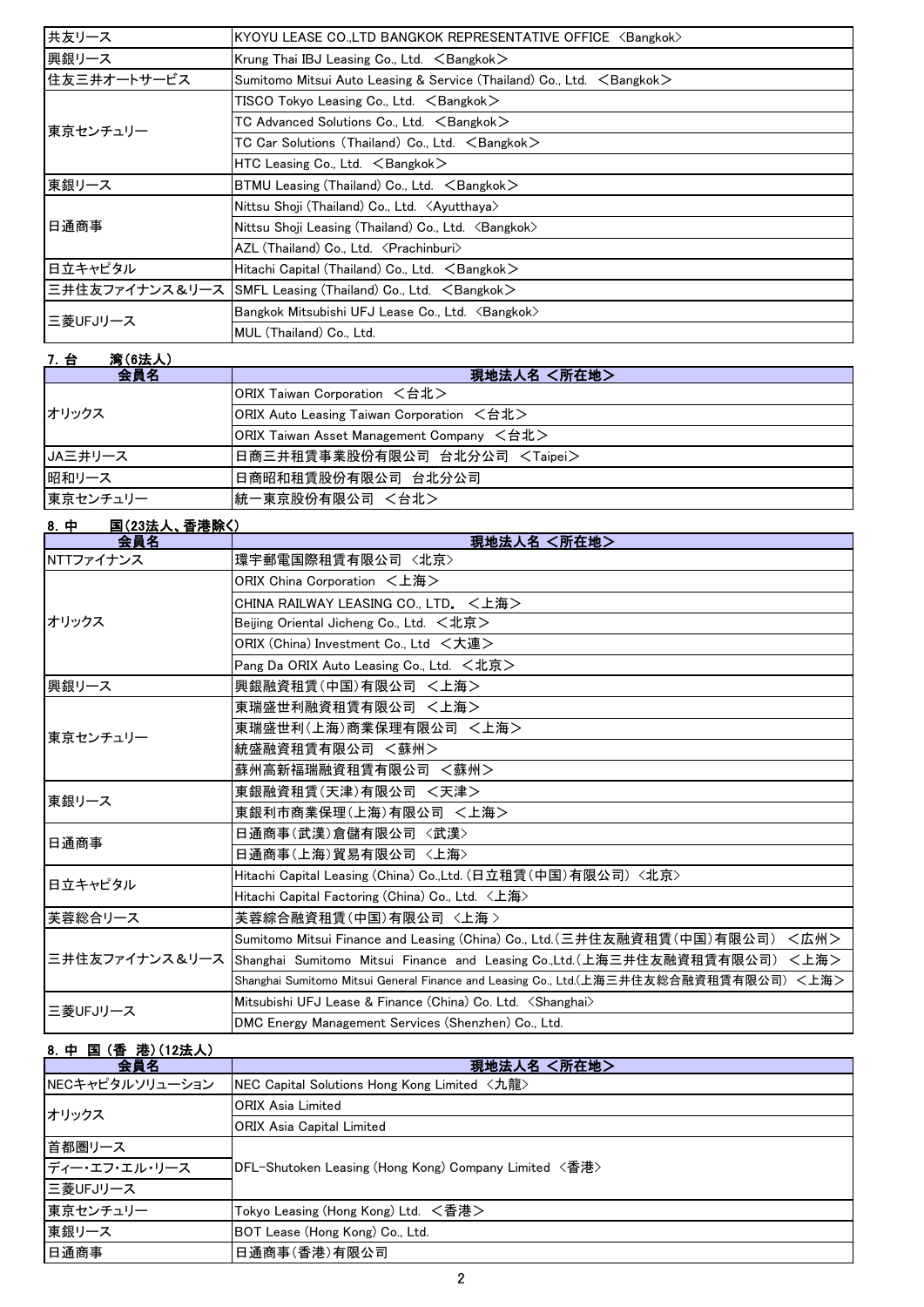| | |
|---|---|
| 共友リース | KYOYU LEASE CO.,LTD BANGKOK REPRESENTATIVE OFFICE <Bangkok> |
| 興銀リース | Krung Thai IBJ Leasing Co., Ltd. <Bangkok> |
| 住友三井オートサービス | Sumitomo Mitsui Auto Leasing & Service (Thailand) Co., Ltd. <Bangkok> |
| 東京センチュリー | TISCO Tokyo Leasing Co., Ltd. <Bangkok> |
| | TC Advanced Solutions Co., Ltd. <Bangkok> |
| | TC Car Solutions (Thailand) Co., Ltd. <Bangkok> |
| | HTC Leasing Co., Ltd. <Bangkok> |
| 東銀リース | BTMU Leasing (Thailand) Co., Ltd. <Bangkok> |
| 日通商事 | Nittsu Shoji (Thailand) Co., Ltd. <Ayutthaya> |
| | Nittsu Shoji Leasing (Thailand) Co., Ltd. <Bangkok> |
| | AZL (Thailand) Co., Ltd. <Prachinburi> |
| 日立キャピタル | Hitachi Capital (Thailand) Co., Ltd. <Bangkok> |
| 三井住友ファイナンス&リース | SMFL Leasing (Thailand) Co., Ltd. <Bangkok> |
| 三菱UFJリース | Bangkok Mitsubishi UFJ Lease Co., Ltd. <Bangkok> |
| | MUL (Thailand) Co., Ltd. |

## 7. 台　湾(6法人)

| 会員名 | 現地法人名 <所在地> |
|---|---|
| オリックス | ORIX Taiwan Corporation <台北> |
| | ORIX Auto Leasing Taiwan Corporation <台北> |
| | ORIX Taiwan Asset Management Company <台北> |
| JA三井リース | 日商三井租賃事業股份有限公司 台北分公司 <Taipei> |
| 昭和リース | 日商昭和租賃股份有限公司 台北分公司 |
| 東京センチュリー | 統一東京股份有限公司 <台北> |

## 8. 中　国(23法人、香港除く)

| 会員名 | 現地法人名 <所在地> |
|---|---|
| NTTファイナンス | 環宇郵電国際租賃有限公司 <北京> |
| オリックス | ORIX China Corporation <上海> |
| | CHINA RAILWAY LEASING CO., LTD. <上海> |
| | Beijing Oriental Jicheng Co., Ltd. <北京> |
| | ORIX (China) Investment Co., Ltd <大連> |
| | Pang Da ORIX Auto Leasing Co., Ltd. <北京> |
| 興銀リース | 興銀融資租賃(中国)有限公司 <上海> |
| 東京センチュリー | 東瑞盛世利融資租賃有限公司 <上海> |
| | 東瑞盛世利(上海)商業保理有限公司 <上海> |
| | 統盛融資租賃有限公司 <蘇州> |
| | 蘇州高新福瑞融資租賃有限公司 <蘇州> |
| 東銀リース | 東銀融資租賃(天津)有限公司 <天津> |
| | 東銀利市商業保理(上海)有限公司 <上海> |
| 日通商事 | 日通商事(武漢)倉儲有限公司 <武漢> |
| | 日通商事(上海)貿易有限公司 <上海> |
| 日立キャピタル | Hitachi Capital Leasing (China) Co.,Ltd. (日立租賃(中国)有限公司) <北京> |
| | Hitachi Capital Factoring (China) Co., Ltd. <上海> |
| 芙蓉総合リース | 芙蓉綜合融資租賃(中国)有限公司 <上海 > |
| 三井住友ファイナンス&リース | Sumitomo Mitsui Finance and Leasing (China) Co., Ltd.(三井住友融資租賃(中国)有限公司) <広州> |
| | Shanghai Sumitomo Mitsui Finance and Leasing Co.,Ltd.(上海三井住友融資租賃有限公司) <上海> |
| | Shanghai Sumitomo Mitsui General Finance and Leasing Co., Ltd.(上海三井住友総合融資租賃有限公司) <上海> |
| 三菱UFJリース | Mitsubishi UFJ Lease & Finance (China) Co. Ltd. <Shanghai> |
| | DMC Energy Management Services (Shenzhen) Co., Ltd. |

## 8. 中 国 (香 港)(12法人)

| 会員名 | 現地法人名 <所在地> |
|---|---|
| NECキャピタルソリューション | NEC Capital Solutions Hong Kong Limited <九龍> |
| オリックス | ORIX Asia Limited |
| | ORIX Asia Capital Limited |
| 首都圏リース | DFL-Shutoken Leasing (Hong Kong) Company Limited <香港> |
| ディー・エフ・エル・リース | |
| 三菱UFJリース | |
| 東京センチュリー | Tokyo Leasing (Hong Kong) Ltd. <香港> |
| 東銀リース | BOT Lease (Hong Kong) Co., Ltd. |
| 日通商事 | 日通商事(香港)有限公司 |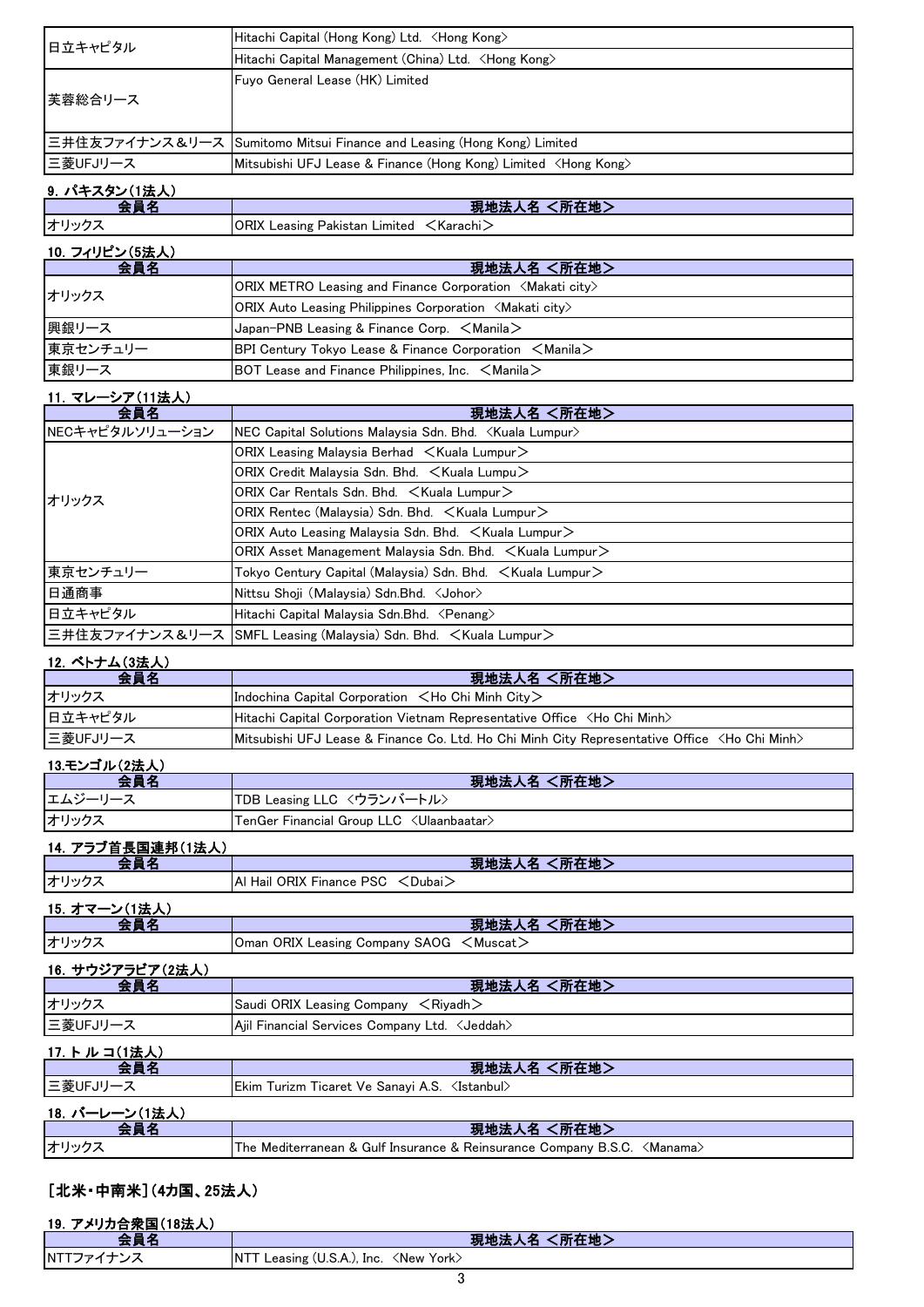| | |
|---|---|
| 日立キャピタル | Hitachi Capital (Hong Kong) Ltd. <Hong Kong> |
| | Hitachi Capital Management (China) Ltd. <Hong Kong> |
| 芙蓉総合リース | Fuyo General Lease (HK) Limited |
| 三井住友ファイナンス＆リース | Sumitomo Mitsui Finance and Leasing (Hong Kong) Limited |
| 三菱UFJリース | Mitsubishi UFJ Lease & Finance (Hong Kong) Limited <Hong Kong> |

### 9. パキスタン(1法人)

| 会員名 | 現地法人名 <所在地> |
|---|---|
| オリックス | ORIX Leasing Pakistan Limited <Karachi> |

### 10. フィリピン(5法人)

| 会員名 | 現地法人名 <所在地> |
|---|---|
| オリックス | ORIX METRO Leasing and Finance Corporation <Makati city> |
| | ORIX Auto Leasing Philippines Corporation <Makati city> |
| 興銀リース | Japan-PNB Leasing & Finance Corp. <Manila> |
| 東京センチュリー | BPI Century Tokyo Lease & Finance Corporation <Manila> |
| 東銀リース | BOT Lease and Finance Philippines, Inc. <Manila> |

### 11. マレーシア(11法人)

| 会員名 | 現地法人名 <所在地> |
|---|---|
| NECキャピタルソリューション | NEC Capital Solutions Malaysia Sdn. Bhd. <Kuala Lumpur> |
| オリックス | ORIX Leasing Malaysia Berhad <Kuala Lumpur> |
| | ORIX Credit Malaysia Sdn. Bhd. <Kuala Lumpu> |
| | ORIX Car Rentals Sdn. Bhd. <Kuala Lumpur> |
| | ORIX Rentec (Malaysia) Sdn. Bhd. <Kuala Lumpur> |
| | ORIX Auto Leasing Malaysia Sdn. Bhd. <Kuala Lumpur> |
| | ORIX Asset Management Malaysia Sdn. Bhd. <Kuala Lumpur> |
| 東京センチュリー | Tokyo Century Capital (Malaysia) Sdn. Bhd. <Kuala Lumpur> |
| 日通商事 | Nittsu Shoji (Malaysia) Sdn.Bhd. <Johor> |
| 日立キャピタル | Hitachi Capital Malaysia Sdn.Bhd. <Penang> |
| 三井住友ファイナンス＆リース | SMFL Leasing (Malaysia) Sdn. Bhd. <Kuala Lumpur> |

### 12. ベトナム(3法人)

| 会員名 | 現地法人名 <所在地> |
|---|---|
| オリックス | Indochina Capital Corporation <Ho Chi Minh City> |
| 日立キャピタル | Hitachi Capital Corporation Vietnam Representative Office <Ho Chi Minh> |
| 三菱UFJリース | Mitsubishi UFJ Lease & Finance Co. Ltd. Ho Chi Minh City Representative Office <Ho Chi Minh> |

### 13.モンゴル(2法人)

| 会員名 | 現地法人名 <所在地> |
|---|---|
| エムジーリース | TDB Leasing LLC <ウランバートル> |
| オリックス | TenGer Financial Group LLC <Ulaanbaatar> |

### 14. アラブ首長国連邦(1法人)

| 会員名 | 現地法人名 <所在地> |
|---|---|
| オリックス | Al Hail ORIX Finance PSC <Dubai> |

### 15. オマーン(1法人)

| 会員名 | 現地法人名 <所在地> |
|---|---|
| オリックス | Oman ORIX Leasing Company SAOG <Muscat> |

### 16. サウジアラビア(2法人)

| 会員名 | 現地法人名 <所在地> |
|---|---|
| オリックス | Saudi ORIX Leasing Company <Riyadh> |
| 三菱UFJリース | Ajil Financial Services Company Ltd. <Jeddah> |

### 17. トルコ(1法人)

| 会員名 | 現地法人名 <所在地> |
|---|---|
| 三菱UFJリース | Ekim Turizm Ticaret Ve Sanayi A.S. <Istanbul> |

### 18. バーレーン(1法人)

| 会員名 | 現地法人名 <所在地> |
|---|---|
| オリックス | The Mediterranean & Gulf Insurance & Reinsurance Company B.S.C. <Manama> |

## [北米・中南米](4カ国、25法人)

### 19. アメリカ合衆国(18法人)

| 会員名 | 現地法人名 <所在地> |
|---|---|
| NTTファイナンス | NTT Leasing (U.S.A.), Inc. <New York> |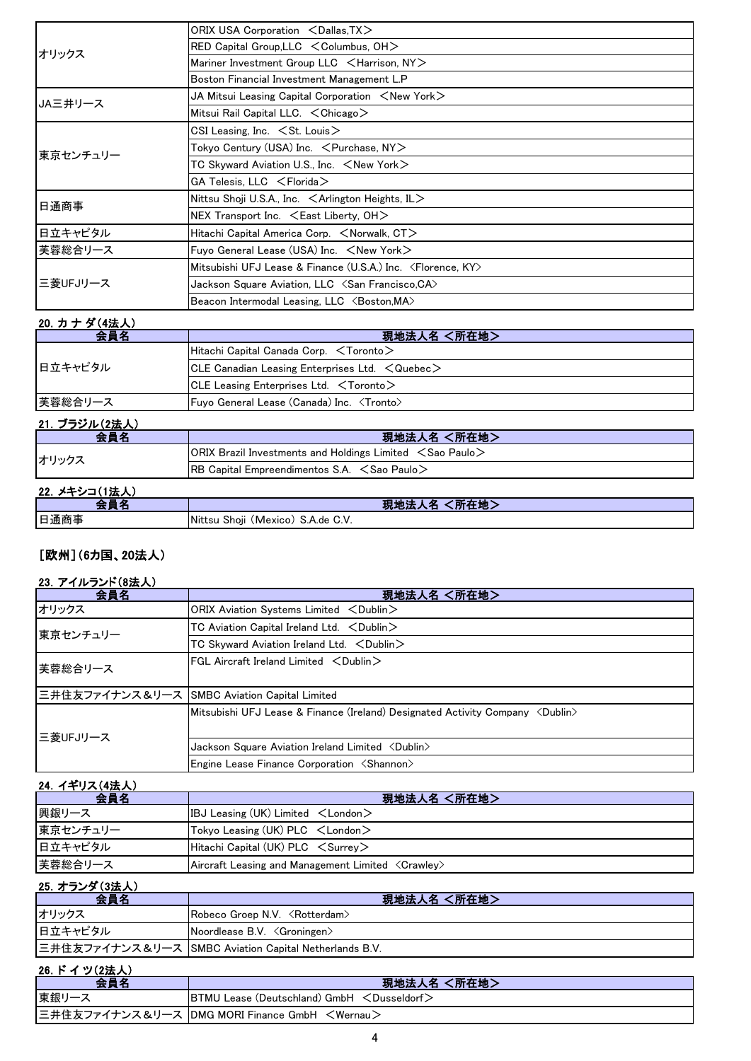| 会員名 | 現地法人名 <所在地> |
|---|---|
| オリックス | ORIX USA Corporation ＜Dallas,TX＞ |
| | RED Capital Group,LLC ＜Columbus, OH＞ |
| | Mariner Investment Group LLC ＜Harrison, NY＞ |
| | Boston Financial Investment Management L.P |
| JA三井リース | JA Mitsui Leasing Capital Corporation ＜New York＞ |
| | Mitsui Rail Capital LLC. ＜Chicago＞ |
| 東京センチュリー | CSI Leasing, Inc. ＜St. Louis＞ |
| | Tokyo Century (USA) Inc. ＜Purchase, NY＞ |
| | TC Skyward Aviation U.S., Inc. ＜New York＞ |
| | GA Telesis, LLC ＜Florida＞ |
| 日通商事 | Nittsu Shoji U.S.A., Inc. ＜Arlington Heights, IL＞ |
| | NEX Transport Inc. ＜East Liberty, OH＞ |
| 日立キャピタル | Hitachi Capital America Corp. ＜Norwalk, CT＞ |
| 芙蓉総合リース | Fuyo General Lease (USA) Inc. ＜New York＞ |
| 三菱UFJリース | Mitsubishi UFJ Lease & Finance (U.S.A.) Inc. 〈Florence, KY〉 |
| | Jackson Square Aviation, LLC 〈San Francisco,CA〉 |
| | Beacon Intermodal Leasing, LLC 〈Boston,MA〉 |

**20. カ ナ ダ(4法人)**

| 会員名 | 現地法人名 <所在地> |
|---|---|
| 日立キャピタル | Hitachi Capital Canada Corp. ＜Toronto＞ |
| | CLE Canadian Leasing Enterprises Ltd. ＜Quebec＞ |
| | CLE Leasing Enterprises Ltd. ＜Toronto＞ |
| 芙蓉総合リース | Fuyo General Lease (Canada) Inc. 〈Tronto〉 |

**21. ブラジル(2法人)**

| 会員名 | 現地法人名 <所在地> |
|---|---|
| オリックス | ORIX Brazil Investments and Holdings Limited ＜Sao Paulo＞ |
| | RB Capital Empreendimentos S.A. ＜Sao Paulo＞ |

**22. メキシコ(1法人)**

| 会員名 | 現地法人名 <所在地> |
|---|---|
| 日通商事 | Nittsu Shoji (Mexico) S.A.de C.V. |

## [欧州](6カ国、20法人)

**23. アイルランド(8法人)**

| 会員名 | 現地法人名 <所在地> |
|---|---|
| オリックス | ORIX Aviation Systems Limited ＜Dublin＞ |
| 東京センチュリー | TC Aviation Capital Ireland Ltd. ＜Dublin＞ |
| | TC Skyward Aviation Ireland Ltd. ＜Dublin＞ |
| 芙蓉総合リース | FGL Aircraft Ireland Limited ＜Dublin＞ |
| 三井住友ファイナンス＆リース | SMBC Aviation Capital Limited |
| 三菱UFJリース | Mitsubishi UFJ Lease & Finance (Ireland) Designated Activity Company 〈Dublin〉 |
| | Jackson Square Aviation Ireland Limited 〈Dublin〉 |
| | Engine Lease Finance Corporation 〈Shannon〉 |

**24. イギリス(4法人)**

| 会員名 | 現地法人名 <所在地> |
|---|---|
| 興銀リース | IBJ Leasing (UK) Limited ＜London＞ |
| 東京センチュリー | Tokyo Leasing (UK) PLC ＜London＞ |
| 日立キャピタル | Hitachi Capital (UK) PLC ＜Surrey＞ |
| 芙蓉総合リース | Aircraft Leasing and Management Limited 〈Crawley〉 |

**25. オランダ(3法人)**

| 会員名 | 現地法人名 <所在地> |
|---|---|
| オリックス | Robeco Groep N.V. 〈Rotterdam〉 |
| 日立キャピタル | Noordlease B.V. 〈Groningen〉 |
| 三井住友ファイナンス＆リース | SMBC Aviation Capital Netherlands B.V. |

**26. ド イ ツ(2法人)**

| 会員名 | 現地法人名 <所在地> |
|---|---|
| 東銀リース | BTMU Lease (Deutschland) GmbH ＜Dusseldorf＞ |
| 三井住友ファイナンス＆リース | DMG MORI Finance GmbH ＜Wernau＞ |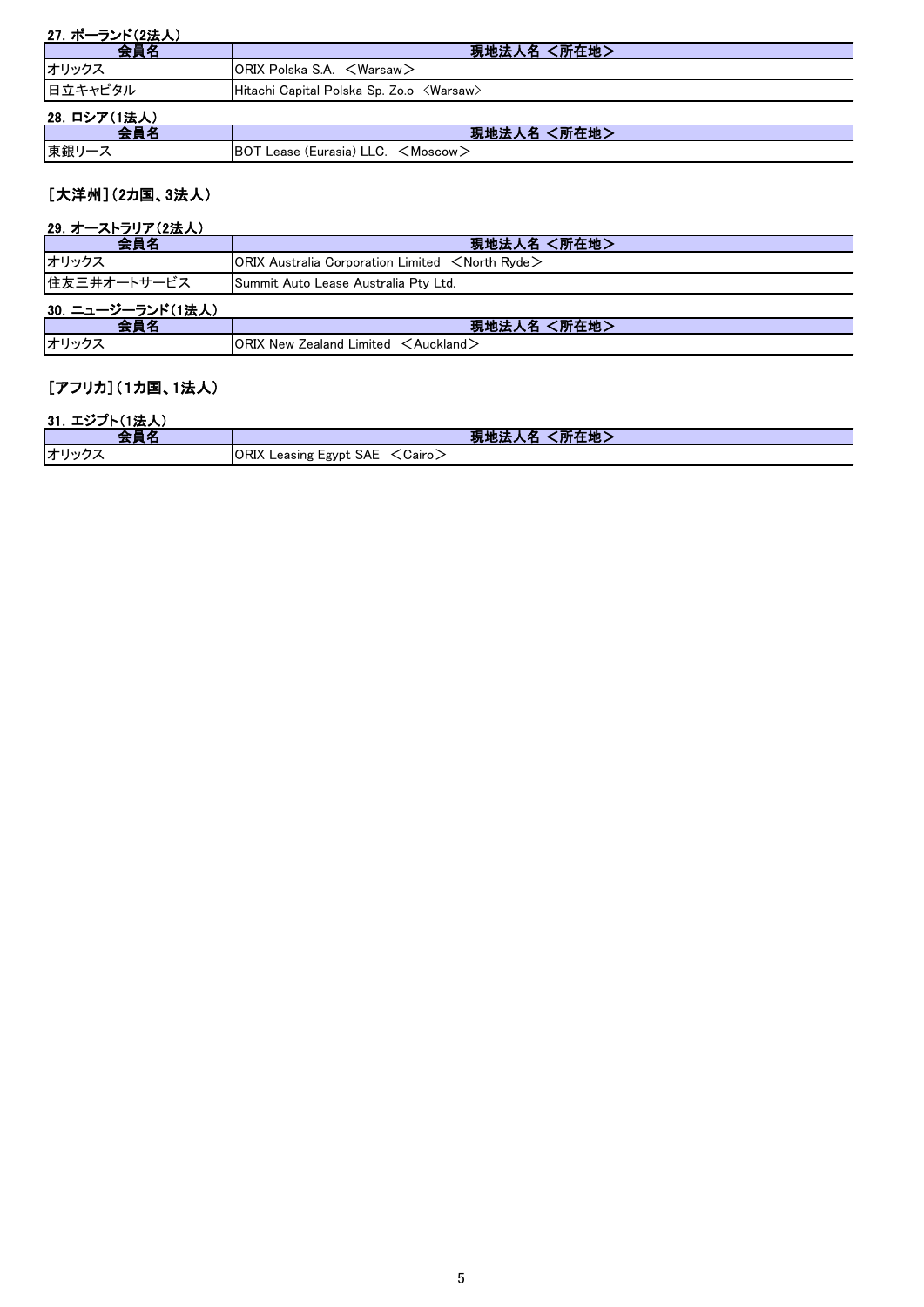### 27. ポーランド(2法人)

| 会員名 | 現地法人名 <所在地> |
| --- | --- |
| オリックス | ORIX Polska S.A. <Warsaw> |
| 日立キャピタル | Hitachi Capital Polska Sp. Zo.o <Warsaw> |

### 28. ロシア(1法人)

| 会員名 | 現地法人名 <所在地> |
| --- | --- |
| 東銀リース | BOT Lease (Eurasia) LLC. <Moscow> |

## [大洋州](2カ国、3法人)

### 29. オーストラリア(2法人)

| 会員名 | 現地法人名 <所在地> |
| --- | --- |
| オリックス | ORIX Australia Corporation Limited <North Ryde> |
| 住友三井オートサービス | Summit Auto Lease Australia Pty Ltd. |

### 30. ニュージーランド(1法人)

| 会員名 | 現地法人名 <所在地> |
| --- | --- |
| オリックス | ORIX New Zealand Limited <Auckland> |

## [アフリカ](1カ国、1法人)

### 31. エジプト(1法人)

| 会員名 | 現地法人名 <所在地> |
| --- | --- |
| オリックス | ORIX Leasing Egypt SAE <Cairo> |